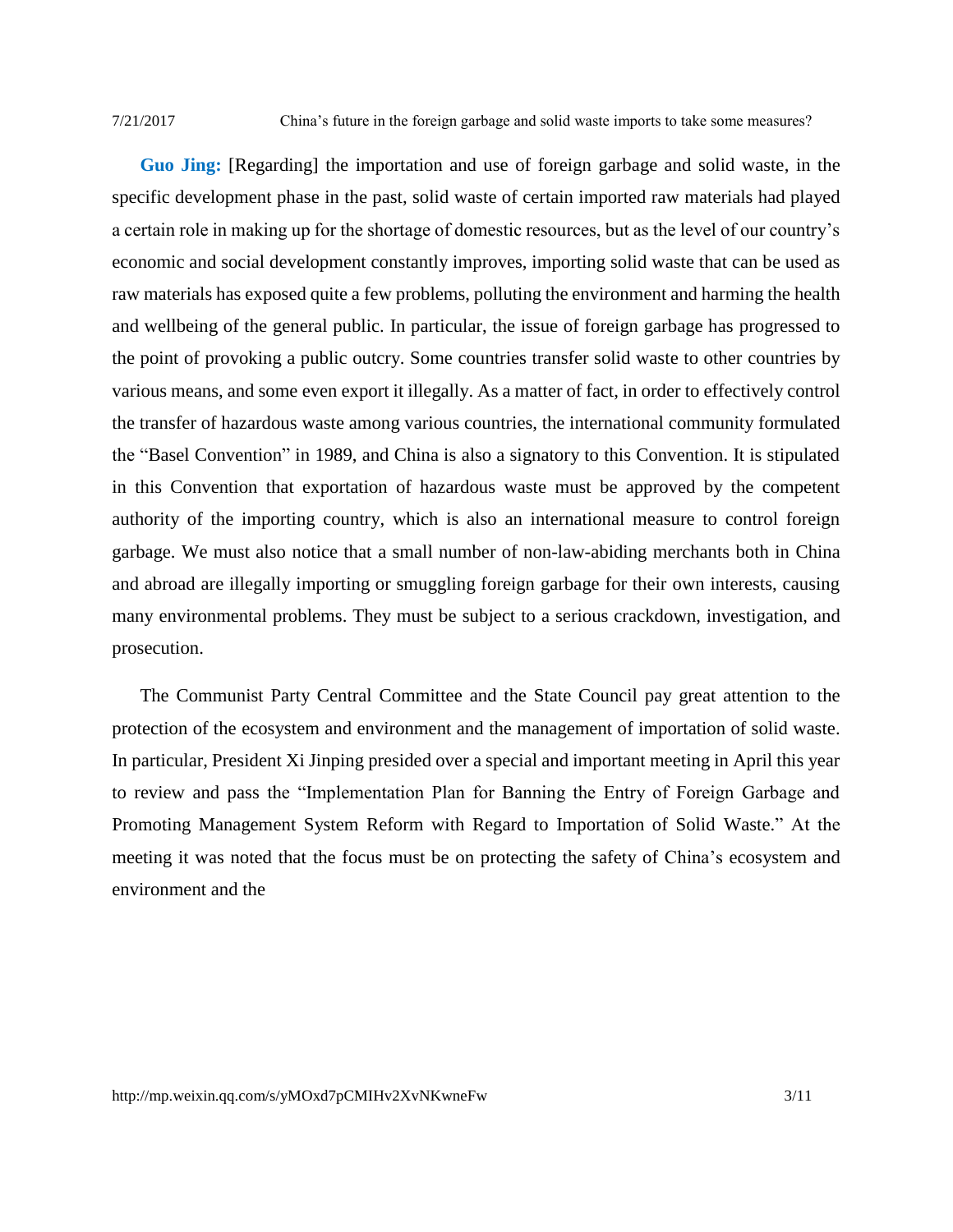**Guo Jing:** [Regarding] the importation and use of foreign garbage and solid waste, in the specific development phase in the past, solid waste of certain imported raw materials had played a certain role in making up for the shortage of domestic resources, but as the level of our country's economic and social development constantly improves, importing solid waste that can be used as raw materials has exposed quite a few problems, polluting the environment and harming the health and wellbeing of the general public. In particular, the issue of foreign garbage has progressed to the point of provoking a public outcry. Some countries transfer solid waste to other countries by various means, and some even export it illegally. As a matter of fact, in order to effectively control the transfer of hazardous waste among various countries, the international community formulated the "Basel Convention" in 1989, and China is also a signatory to this Convention. It is stipulated in this Convention that exportation of hazardous waste must be approved by the competent authority of the importing country, which is also an international measure to control foreign garbage. We must also notice that a small number of non-law-abiding merchants both in China and abroad are illegally importing or smuggling foreign garbage for their own interests, causing many environmental problems. They must be subject to a serious crackdown, investigation, and prosecution.

The Communist Party Central Committee and the State Council pay great attention to the protection of the ecosystem and environment and the management of importation of solid waste. In particular, President Xi Jinping presided over a special and important meeting in April this year to review and pass the "Implementation Plan for Banning the Entry of Foreign Garbage and Promoting Management System Reform with Regard to Importation of Solid Waste." At the meeting it was noted that the focus must be on protecting the safety of China's ecosystem and environment and the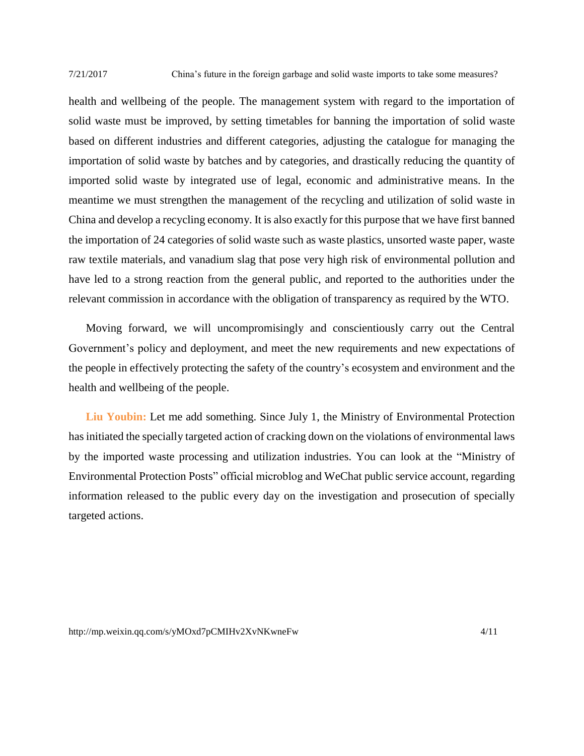health and wellbeing of the people. The management system with regard to the importation of solid waste must be improved, by setting timetables for banning the importation of solid waste based on different industries and different categories, adjusting the catalogue for managing the importation of solid waste by batches and by categories, and drastically reducing the quantity of imported solid waste by integrated use of legal, economic and administrative means. In the meantime we must strengthen the management of the recycling and utilization of solid waste in China and develop a recycling economy. It is also exactly for this purpose that we have first banned the importation of 24 categories of solid waste such as waste plastics, unsorted waste paper, waste raw textile materials, and vanadium slag that pose very high risk of environmental pollution and have led to a strong reaction from the general public, and reported to the authorities under the relevant commission in accordance with the obligation of transparency as required by the WTO.

Moving forward, we will uncompromisingly and conscientiously carry out the Central Government's policy and deployment, and meet the new requirements and new expectations of the people in effectively protecting the safety of the country's ecosystem and environment and the health and wellbeing of the people.

**Liu Youbin:** Let me add something. Since July 1, the Ministry of Environmental Protection has initiated the specially targeted action of cracking down on the violations of environmental laws by the imported waste processing and utilization industries. You can look at the "Ministry of Environmental Protection Posts" official microblog and WeChat public service account, regarding information released to the public every day on the investigation and prosecution of specially targeted actions.